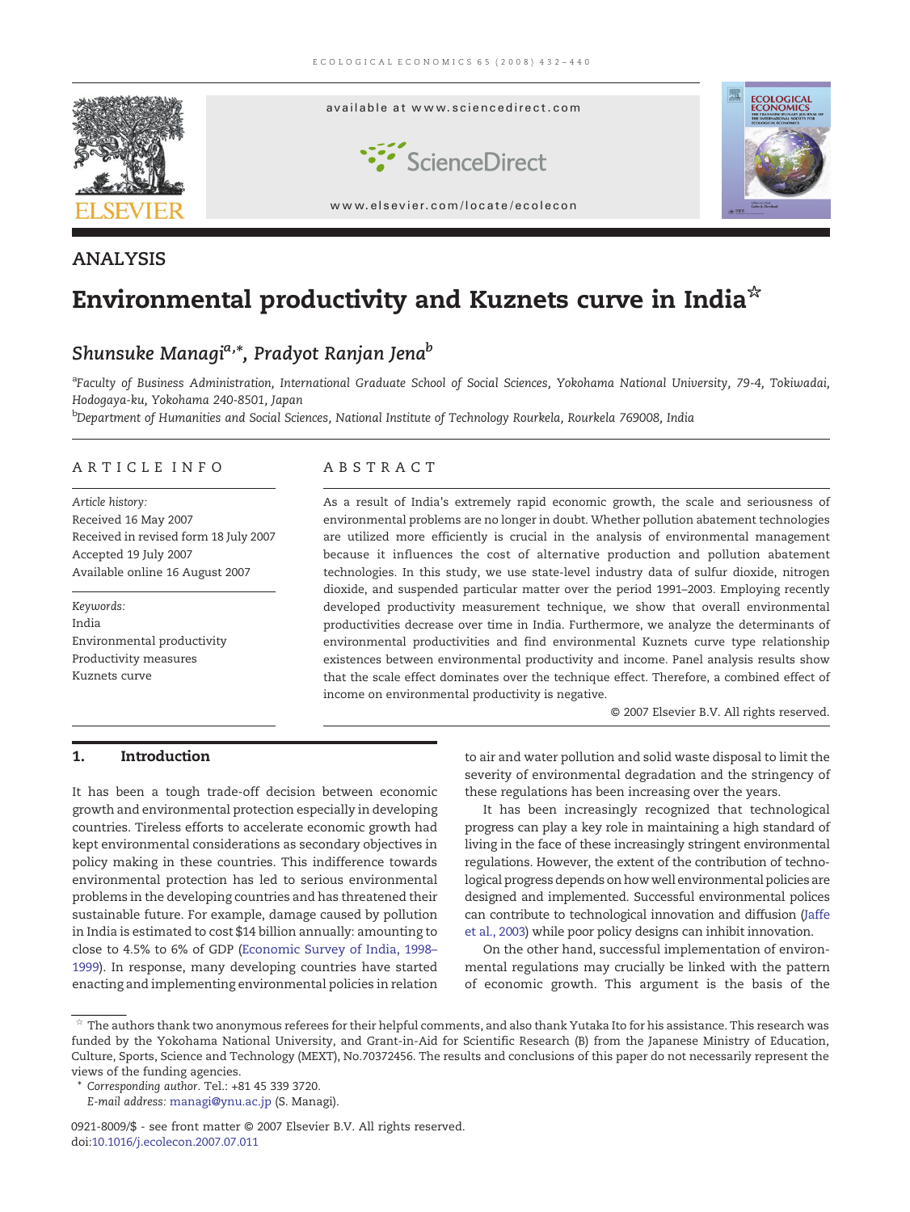ANALYSIS

# Environmental productivity and Kuznets curve in India☆

Shunsuke Managi[a,*], Pradyot Ranjan Jena[b]

[a]Faculty of Business Administration, International Graduate School of Social Sciences, Yokohama National University, 79-4, Tokiwadai, Hodogaya-ku, Yokohama 240-8501, Japan

[b]Department of Humanities and Social Sciences, National Institute of Technology Rourkela, Rourkela 769008, India

## ARTICLE INFO

*Article history:*
Received 16 May 2007
Received in revised form 18 July 2007
Accepted 19 July 2007
Available online 16 August 2007

*Keywords:*
India
Environmental productivity
Productivity measures
Kuznets curve

## ABSTRACT

As a result of India's extremely rapid economic growth, the scale and seriousness of environmental problems are no longer in doubt. Whether pollution abatement technologies are utilized more efficiently is crucial in the analysis of environmental management because it influences the cost of alternative production and pollution abatement technologies. In this study, we use state-level industry data of sulfur dioxide, nitrogen dioxide, and suspended particular matter over the period 1991–2003. Employing recently developed productivity measurement technique, we show that overall environmental productivities decrease over time in India. Furthermore, we analyze the determinants of environmental productivities and find environmental Kuznets curve type relationship existences between environmental productivity and income. Panel analysis results show that the scale effect dominates over the technique effect. Therefore, a combined effect of income on environmental productivity is negative.

© 2007 Elsevier B.V. All rights reserved.

## 1. Introduction

It has been a tough trade-off decision between economic growth and environmental protection especially in developing countries. Tireless efforts to accelerate economic growth had kept environmental considerations as secondary objectives in policy making in these countries. This indifference towards environmental protection has led to serious environmental problems in the developing countries and has threatened their sustainable future. For example, damage caused by pollution in India is estimated to cost $14 billion annually: amounting to close to 4.5% to 6% of GDP (Economic Survey of India, 1998–1999). In response, many developing countries have started enacting and implementing environmental policies in relation to air and water pollution and solid waste disposal to limit the severity of environmental degradation and the stringency of these regulations has been increasing over the years.

It has been increasingly recognized that technological progress can play a key role in maintaining a high standard of living in the face of these increasingly stringent environmental regulations. However, the extent of the contribution of technological progress depends on how well environmental policies are designed and implemented. Successful environmental polices can contribute to technological innovation and diffusion (Jaffe et al., 2003) while poor policy designs can inhibit innovation.

On the other hand, successful implementation of environmental regulations may crucially be linked with the pattern of economic growth. This argument is the basis of the

---

☆ The authors thank two anonymous referees for their helpful comments, and also thank Yutaka Ito for his assistance. This research was funded by the Yokohama National University, and Grant-in-Aid for Scientific Research (B) from the Japanese Ministry of Education, Culture, Sports, Science and Technology (MEXT), No.70372456. The results and conclusions of this paper do not necessarily represent the views of the funding agencies.

\* *Corresponding author.* Tel.: +81 45 339 3720.
*E-mail address:* managi@ynu.ac.jp (S. Managi).

0921-8009/$ - see front matter © 2007 Elsevier B.V. All rights reserved.
doi:10.1016/j.ecolecon.2007.07.011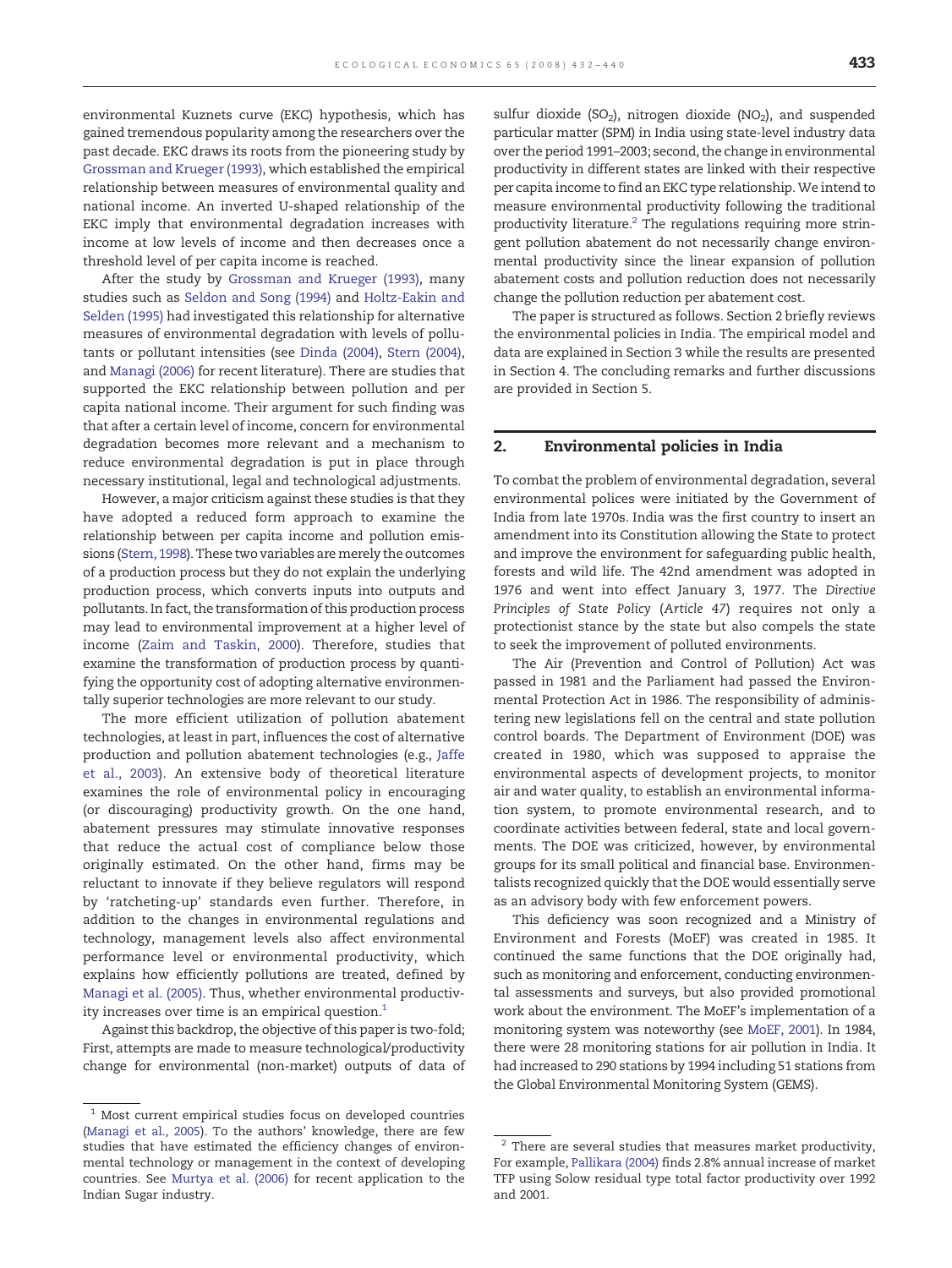environmental Kuznets curve (EKC) hypothesis, which has gained tremendous popularity among the researchers over the past decade. EKC draws its roots from the pioneering study by Grossman and Krueger (1993), which established the empirical relationship between measures of environmental quality and national income. An inverted U-shaped relationship of the EKC imply that environmental degradation increases with income at low levels of income and then decreases once a threshold level of per capita income is reached.

After the study by Grossman and Krueger (1993), many studies such as Seldon and Song (1994) and Holtz-Eakin and Selden (1995) had investigated this relationship for alternative measures of environmental degradation with levels of pollutants or pollutant intensities (see Dinda (2004), Stern (2004), and Managi (2006) for recent literature). There are studies that supported the EKC relationship between pollution and per capita national income. Their argument for such finding was that after a certain level of income, concern for environmental degradation becomes more relevant and a mechanism to reduce environmental degradation is put in place through necessary institutional, legal and technological adjustments.

However, a major criticism against these studies is that they have adopted a reduced form approach to examine the relationship between per capita income and pollution emissions (Stern, 1998). These two variables are merely the outcomes of a production process but they do not explain the underlying production process, which converts inputs into outputs and pollutants. In fact, the transformation of this production process may lead to environmental improvement at a higher level of income (Zaim and Taskin, 2000). Therefore, studies that examine the transformation of production process by quantifying the opportunity cost of adopting alternative environmentally superior technologies are more relevant to our study.

The more efficient utilization of pollution abatement technologies, at least in part, influences the cost of alternative production and pollution abatement technologies (e.g., Jaffe et al., 2003). An extensive body of theoretical literature examines the role of environmental policy in encouraging (or discouraging) productivity growth. On the one hand, abatement pressures may stimulate innovative responses that reduce the actual cost of compliance below those originally estimated. On the other hand, firms may be reluctant to innovate if they believe regulators will respond by 'ratcheting-up' standards even further. Therefore, in addition to the changes in environmental regulations and technology, management levels also affect environmental performance level or environmental productivity, which explains how efficiently pollutions are treated, defined by Managi et al. (2005). Thus, whether environmental productivity increases over time is an empirical question.[1]

Against this backdrop, the objective of this paper is two-fold; First, attempts are made to measure technological/productivity change for environmental (non-market) outputs of data of sulfur dioxide ($SO_2$), nitrogen dioxide ($NO_2$), and suspended particular matter (SPM) in India using state-level industry data over the period 1991–2003; second, the change in environmental productivity in different states are linked with their respective per capita income to find an EKC type relationship. We intend to measure environmental productivity following the traditional productivity literature.[2] The regulations requiring more stringent pollution abatement do not necessarily change environmental productivity since the linear expansion of pollution abatement costs and pollution reduction does not necessarily change the pollution reduction per abatement cost.

The paper is structured as follows. Section 2 briefly reviews the environmental policies in India. The empirical model and data are explained in Section 3 while the results are presented in Section 4. The concluding remarks and further discussions are provided in Section 5.

## 2. Environmental policies in India

To combat the problem of environmental degradation, several environmental polices were initiated by the Government of India from late 1970s. India was the first country to insert an amendment into its Constitution allowing the State to protect and improve the environment for safeguarding public health, forests and wild life. The 42nd amendment was adopted in 1976 and went into effect January 3, 1977. The *Directive Principles of State Policy* (*Article 47*) requires not only a protectionist stance by the state but also compels the state to seek the improvement of polluted environments.

The Air (Prevention and Control of Pollution) Act was passed in 1981 and the Parliament had passed the Environmental Protection Act in 1986. The responsibility of administering new legislations fell on the central and state pollution control boards. The Department of Environment (DOE) was created in 1980, which was supposed to appraise the environmental aspects of development projects, to monitor air and water quality, to establish an environmental information system, to promote environmental research, and to coordinate activities between federal, state and local governments. The DOE was criticized, however, by environmental groups for its small political and financial base. Environmentalists recognized quickly that the DOE would essentially serve as an advisory body with few enforcement powers.

This deficiency was soon recognized and a Ministry of Environment and Forests (MoEF) was created in 1985. It continued the same functions that the DOE originally had, such as monitoring and enforcement, conducting environmental assessments and surveys, but also provided promotional work about the environment. The MoEF's implementation of a monitoring system was noteworthy (see MoEF, 2001). In 1984, there were 28 monitoring stations for air pollution in India. It had increased to 290 stations by 1994 including 51 stations from the Global Environmental Monitoring System (GEMS).

[1] Most current empirical studies focus on developed countries (Managi et al., 2005). To the authors' knowledge, there are few studies that have estimated the efficiency changes of environmental technology or management in the context of developing countries. See Murtya et al. (2006) for recent application to the Indian Sugar industry.

[2] There are several studies that measures market productivity, For example, Pallikara (2004) finds 2.8% annual increase of market TFP using Solow residual type total factor productivity over 1992 and 2001.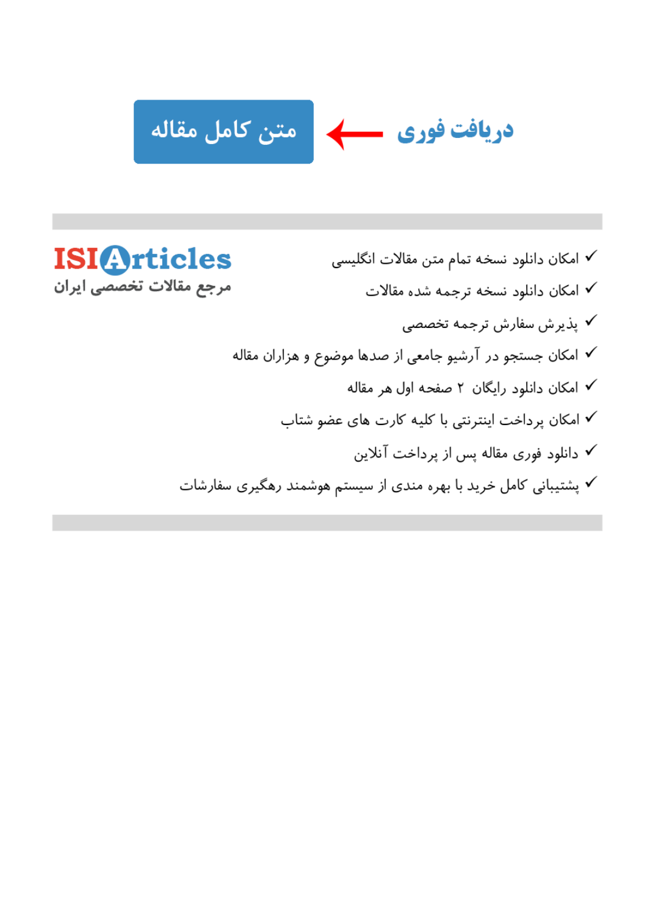دریافت فوری ← متن کامل مقاله

ISIArticles
مرجع مقالات تخصصی ایران

- ✓ امکان دانلود نسخه تمام متن مقالات انگلیسی
- ✓ امکان دانلود نسخه ترجمه شده مقالات
- ✓ پذیرش سفارش ترجمه تخصصی
- ✓ امکان جستجو در آرشیو جامعی از صدها موضوع و هزاران مقاله
- ✓ امکان دانلود رایگان ۲ صفحه اول هر مقاله
- ✓ امکان پرداخت اینترنتی با کلیه کارت های عضو شتاب
- ✓ دانلود فوری مقاله پس از پرداخت آنلاین
- ✓ پشتیبانی کامل خرید با بهره مندی از سیستم هوشمند رهگیری سفارشات